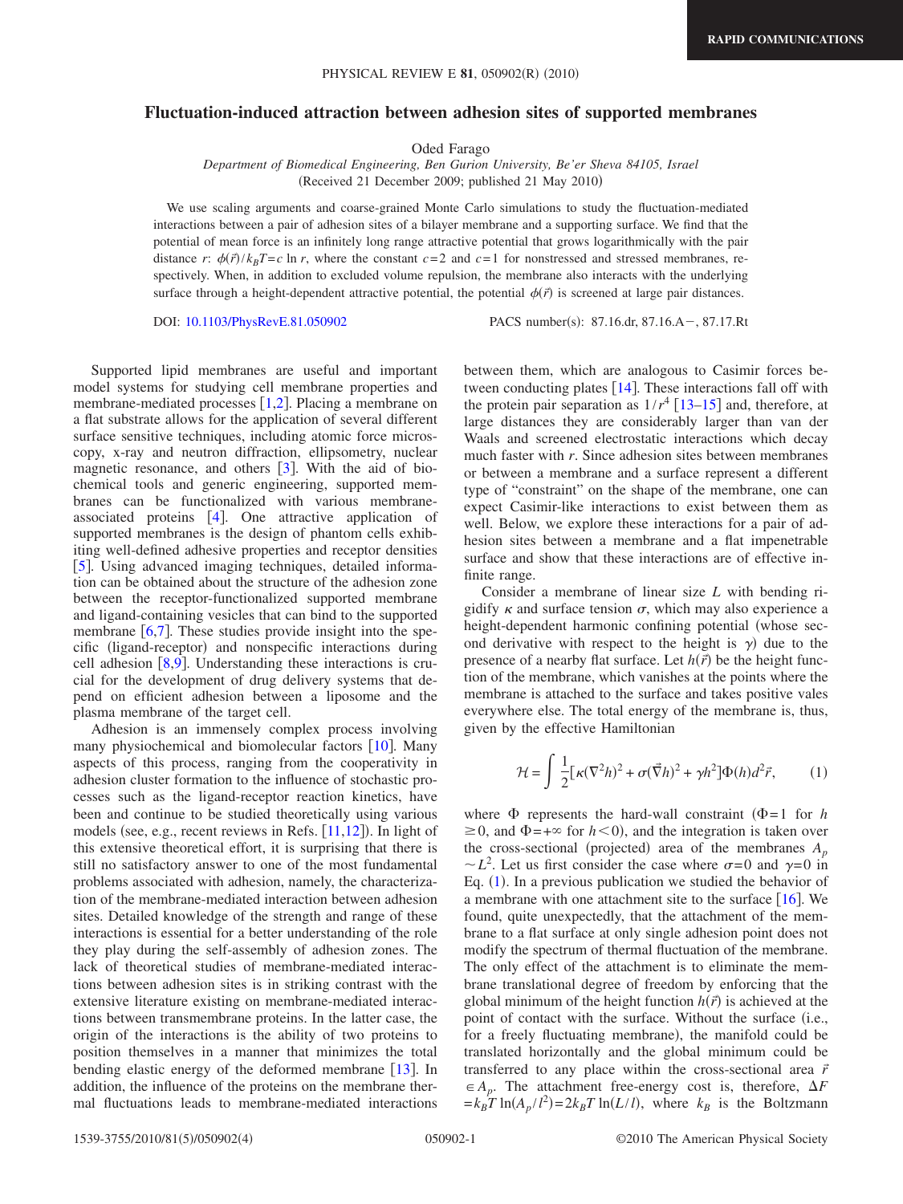# Fluctuation-induced attraction between adhesion sites of supported membranes

Oded Farago

*Department of Biomedical Engineering, Ben Gurion University, Be'er Sheva 84105, Israel*

(Received 21 December 2009; published 21 May 2010)

We use scaling arguments and coarse-grained Monte Carlo simulations to study the fluctuation-mediated interactions between a pair of adhesion sites of a bilayer membrane and a supporting surface. We find that the potential of mean force is an infinitely long range attractive potential that grows logarithmically with the pair distance $r$: $\phi(\vec{r})/k_BT = c \ln r$, where the constant $c=2$ and $c=1$ for nonstressed and stressed membranes, respectively. When, in addition to excluded volume repulsion, the membrane also interacts with the underlying surface through a height-dependent attractive potential, the potential $\phi(\vec{r})$ is screened at large pair distances.

DOI: 10.1103/PhysRevE.81.050902 PACS number(s): 87.16.dr, 87.16.A−, 87.17.Rt

Supported lipid membranes are useful and important model systems for studying cell membrane properties and membrane-mediated processes [1,2]. Placing a membrane on a flat substrate allows for the application of several different surface sensitive techniques, including atomic force microscopy, x-ray and neutron diffraction, ellipsometry, nuclear magnetic resonance, and others [3]. With the aid of biochemical tools and generic engineering, supported membranes can be functionalized with various membrane-associated proteins [4]. One attractive application of supported membranes is the design of phantom cells exhibiting well-defined adhesive properties and receptor densities [5]. Using advanced imaging techniques, detailed information can be obtained about the structure of the adhesion zone between the receptor-functionalized supported membrane and ligand-containing vesicles that can bind to the supported membrane [6,7]. These studies provide insight into the specific (ligand-receptor) and nonspecific interactions during cell adhesion [8,9]. Understanding these interactions is crucial for the development of drug delivery systems that depend on efficient adhesion between a liposome and the plasma membrane of the target cell.

Adhesion is an immensely complex process involving many physiochemical and biomolecular factors [10]. Many aspects of this process, ranging from the cooperativity in adhesion cluster formation to the influence of stochastic processes such as the ligand-receptor reaction kinetics, have been and continue to be studied theoretically using various models (see, e.g., recent reviews in Refs. [11,12]). In light of this extensive theoretical effort, it is surprising that there is still no satisfactory answer to one of the most fundamental problems associated with adhesion, namely, the characterization of the membrane-mediated interaction between adhesion sites. Detailed knowledge of the strength and range of these interactions is essential for a better understanding of the role they play during the self-assembly of adhesion zones. The lack of theoretical studies of membrane-mediated interactions between adhesion sites is in striking contrast with the extensive literature existing on membrane-mediated interactions between transmembrane proteins. In the latter case, the origin of the interactions is the ability of two proteins to position themselves in a manner that minimizes the total bending elastic energy of the deformed membrane [13]. In addition, the influence of the proteins on the membrane thermal fluctuations leads to membrane-mediated interactions between them, which are analogous to Casimir forces between conducting plates [14]. These interactions fall off with the protein pair separation as $1/r^4$ [13–15] and, therefore, at large distances they are considerably larger than van der Waals and screened electrostatic interactions which decay much faster with $r$. Since adhesion sites between membranes or between a membrane and a surface represent a different type of "constraint" on the shape of the membrane, one can expect Casimir-like interactions to exist between them as well. Below, we explore these interactions for a pair of adhesion sites between a membrane and a flat impenetrable surface and show that these interactions are of effective infinite range.

Consider a membrane of linear size $L$ with bending rigidify $\kappa$ and surface tension $\sigma$, which may also experience a height-dependent harmonic confining potential (whose second derivative with respect to the height is $\gamma$) due to the presence of a nearby flat surface. Let $h(\vec{r})$ be the height function of the membrane, which vanishes at the points where the membrane is attached to the surface and takes positive vales everywhere else. The total energy of the membrane is, thus, given by the effective Hamiltonian

$$\mathcal{H} = \int \frac{1}{2}[\kappa(\nabla^2 h)^2 + \sigma(\vec{\nabla} h)^2 + \gamma h^2]\Phi(h) d^2\vec{r}, \tag{1}$$

where $\Phi$ represents the hard-wall constraint ($\Phi=1$ for $h \geq 0$, and $\Phi=+\infty$ for $h<0$), and the integration is taken over the cross-sectional (projected) area of the membranes $A_p \sim L^2$. Let us first consider the case where $\sigma=0$ and $\gamma=0$ in Eq. (1). In a previous publication we studied the behavior of a membrane with one attachment site to the surface [16]. We found, quite unexpectedly, that the attachment of the membrane to a flat surface at only single adhesion point does not modify the spectrum of thermal fluctuation of the membrane. The only effect of the attachment is to eliminate the membrane translational degree of freedom by enforcing that the global minimum of the height function $h(\vec{r})$ is achieved at the point of contact with the surface. Without the surface (i.e., for a freely fluctuating membrane), the manifold could be translated horizontally and the global minimum could be transferred to any place within the cross-sectional area $\vec{r} \in A_p$. The attachment free-energy cost is, therefore, $\Delta F = k_BT \ln(A_p/l^2) = 2k_BT \ln(L/l)$, where $k_B$ is the Boltzmann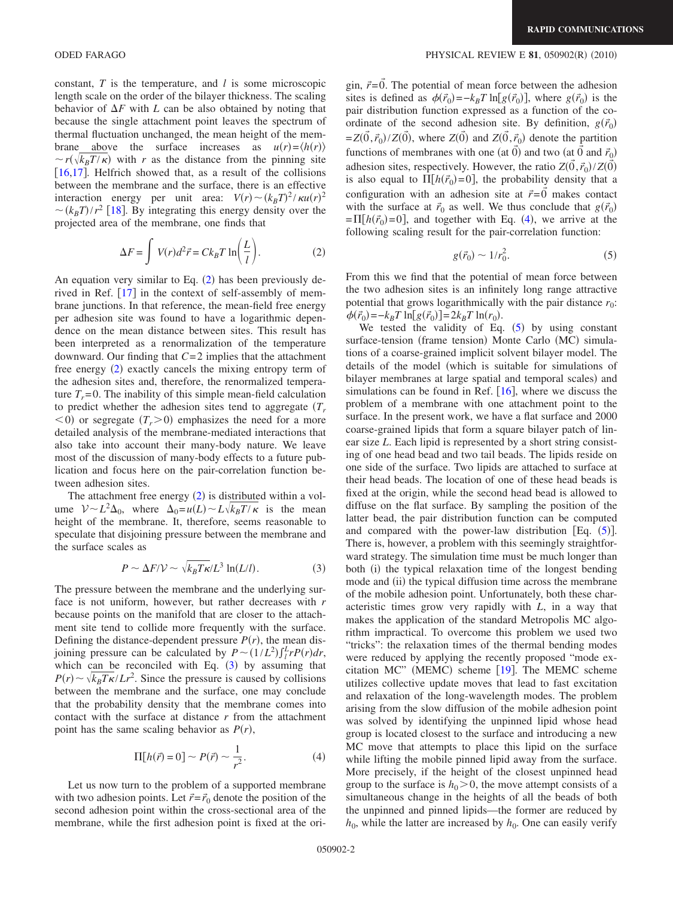constant, $T$ is the temperature, and $l$ is some microscopic length scale on the order of the bilayer thickness. The scaling behavior of $\Delta F$ with $L$ can be also obtained by noting that because the single attachment point leaves the spectrum of thermal fluctuation unchanged, the mean height of the membrane above the surface increases as $u(r)=\langle h(r)\rangle \sim r(\sqrt{k_BT/\kappa})$ with $r$ as the distance from the pinning site [16,17]. Helfrich showed that, as a result of the collisions between the membrane and the surface, there is an effective interaction energy per unit area: $V(r)\sim (k_BT)^2/\kappa u(r)^2 \sim (k_BT)/r^2$ [18]. By integrating this energy density over the projected area of the membrane, one finds that

$$\Delta F = \int V(r)d^2\vec{r} = Ck_BT\ln\left(\frac{L}{l}\right). \tag{2}$$

An equation very similar to Eq. (2) has been previously derived in Ref. [17] in the context of self-assembly of membrane junctions. In that reference, the mean-field free energy per adhesion site was found to have a logarithmic dependence on the mean distance between sites. This result has been interpreted as a renormalization of the temperature downward. Our finding that $C=2$ implies that the attachment free energy (2) exactly cancels the mixing entropy term of the adhesion sites and, therefore, the renormalized temperature $T_r=0$. The inability of this simple mean-field calculation to predict whether the adhesion sites tend to aggregate ($T_r<0$) or segregate ($T_r>0$) emphasizes the need for a more detailed analysis of the membrane-mediated interactions that also take into account their many-body nature. We leave most of the discussion of many-body effects to a future publication and focus here on the pair-correlation function between adhesion sites.

The attachment free energy (2) is distributed within a volume $\mathcal{V}\sim L^2\Delta_0$, where $\Delta_0=u(L)\sim L\sqrt{k_BT/\kappa}$ is the mean height of the membrane. It, therefore, seems reasonable to speculate that disjoining pressure between the membrane and the surface scales as

$$P \sim \Delta F/\mathcal{V} \sim \sqrt{k_BT\kappa}/L^3\ln(L/l). \tag{3}$$

The pressure between the membrane and the underlying surface is not uniform, however, but rather decreases with $r$ because points on the manifold that are closer to the attachment site tend to collide more frequently with the surface. Defining the distance-dependent pressure $P(r)$, the mean disjoining pressure can be calculated by $P\sim(1/L^2)\int_l^L rP(r)dr$, which can be reconciled with Eq. (3) by assuming that $P(r)\sim\sqrt{k_BT\kappa}/Lr^2$. Since the pressure is caused by collisions between the membrane and the surface, one may conclude that the probability density that the membrane comes into contact with the surface at distance $r$ from the attachment point has the same scaling behavior as $P(r)$,

$$\Pi[h(\vec{r})=0] \sim P(\vec{r}) \sim \frac{1}{r^2}. \tag{4}$$

Let us now turn to the problem of a supported membrane with two adhesion points. Let $\vec{r}=\vec{r}_0$ denote the position of the second adhesion point within the cross-sectional area of the membrane, while the first adhesion point is fixed at the origin, $\vec{r}=\vec{0}$. The potential of mean force between the adhesion sites is defined as $\phi(\vec{r}_0)=-k_BT\ln[g(\vec{r}_0)]$, where $g(\vec{r}_0)$ is the pair distribution function expressed as a function of the coordinate of the second adhesion site. By definition, $g(\vec{r}_0)=Z(\vec{0},\vec{r}_0)/Z(\vec{0})$, where $Z(\vec{0})$ and $Z(\vec{0},\vec{r}_0)$ denote the partition functions of membranes with one (at $\vec{0}$) and two (at $\vec{0}$ and $\vec{r}_0$) adhesion sites, respectively. However, the ratio $Z(\vec{0},\vec{r}_0)/Z(\vec{0})$ is also equal to $\Pi[h(\vec{r}_0)=0]$, the probability density that a configuration with an adhesion site at $\vec{r}=\vec{0}$ makes contact with the surface at $\vec{r}_0$ as well. We thus conclude that $g(\vec{r}_0)=\Pi[h(\vec{r}_0)=0]$, and together with Eq. (4), we arrive at the following scaling result for the pair-correlation function:

$$g(\vec{r}_0) \sim 1/r_0^2. \tag{5}$$

From this we find that the potential of mean force between the two adhesion sites is an infinitely long range attractive potential that grows logarithmically with the pair distance $r_0$: $\phi(\vec{r}_0)=-k_BT\ln[g(\vec{r}_0)]=2k_BT\ln(r_0)$.

We tested the validity of Eq. (5) by using constant surface-tension (frame tension) Monte Carlo (MC) simulations of a coarse-grained implicit solvent bilayer model. The details of the model (which is suitable for simulations of bilayer membranes at large spatial and temporal scales) and simulations can be found in Ref. [16], where we discuss the problem of a membrane with one attachment point to the surface. In the present work, we have a flat surface and 2000 coarse-grained lipids that form a square bilayer patch of linear size $L$. Each lipid is represented by a short string consisting of one head bead and two tail beads. The lipids reside on one side of the surface. Two lipids are attached to surface at their head beads. The location of one of these head beads is fixed at the origin, while the second head bead is allowed to diffuse on the flat surface. By sampling the position of the latter bead, the pair distribution function can be computed and compared with the power-law distribution [Eq. (5)]. There is, however, a problem with this seemingly straightforward strategy. The simulation time must be much longer than both (i) the typical relaxation time of the longest bending mode and (ii) the typical diffusion time across the membrane of the mobile adhesion point. Unfortunately, both these characteristic times grow very rapidly with $L$, in a way that makes the application of the standard Metropolis MC algorithm impractical. To overcome this problem we used two "tricks": the relaxation times of the thermal bending modes were reduced by applying the recently proposed "mode excitation MC" (MEMC) scheme [19]. The MEMC scheme utilizes collective update moves that lead to fast excitation and relaxation of the long-wavelength modes. The problem arising from the slow diffusion of the mobile adhesion point was solved by identifying the unpinned lipid whose head group is located closest to the surface and introducing a new MC move that attempts to place this lipid on the surface while lifting the mobile pinned lipid away from the surface. More precisely, if the height of the closest unpinned head group to the surface is $h_0>0$, the move attempt consists of a simultaneous change in the heights of all the beads of both the unpinned and pinned lipids—the former are reduced by $h_0$, while the latter are increased by $h_0$. One can easily verify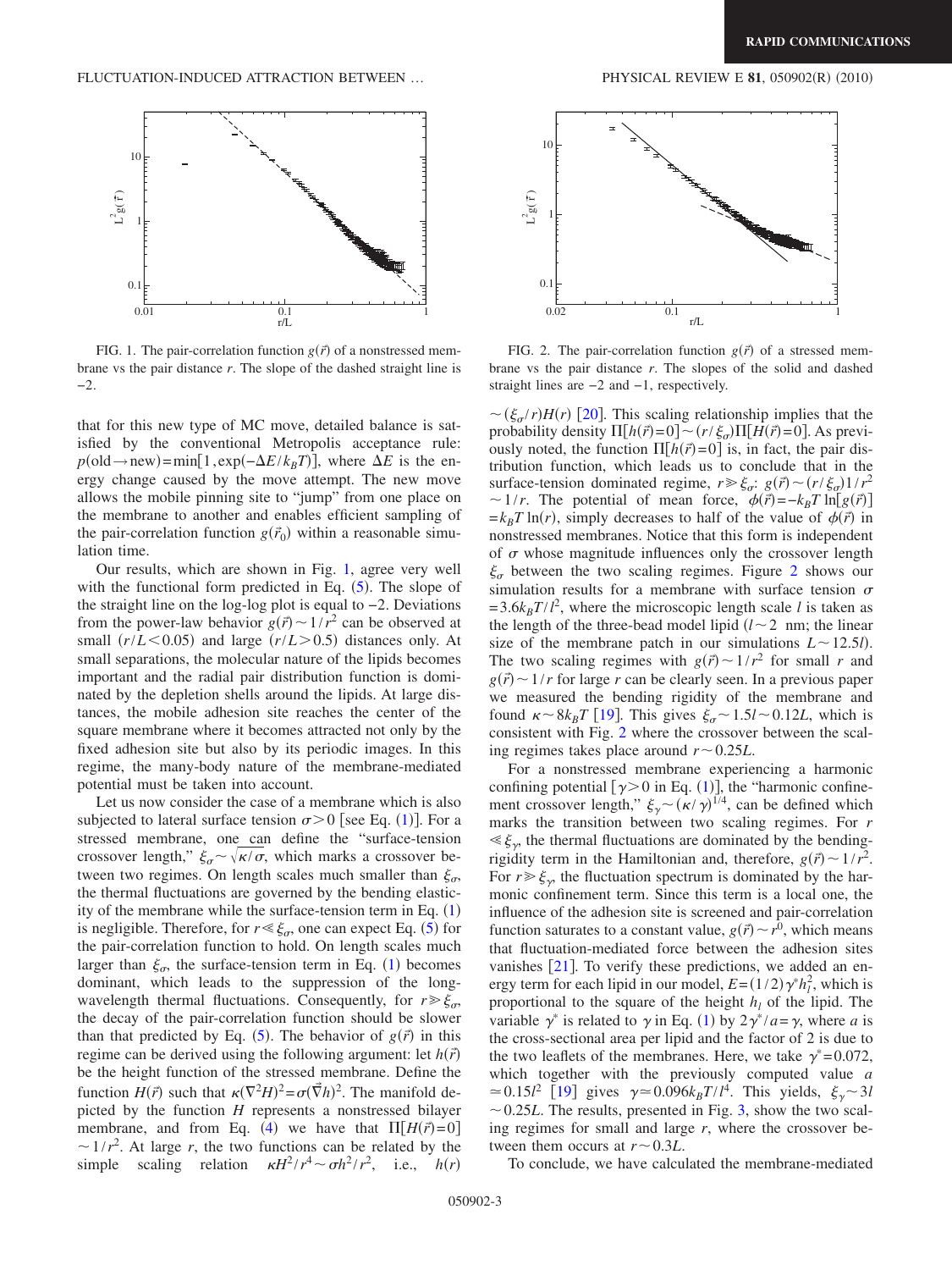FIG. 1. The pair-correlation function $g(\vec{r})$ of a nonstressed membrane vs the pair distance $r$. The slope of the dashed straight line is $-2$.

FIG. 2. The pair-correlation function $g(\vec{r})$ of a stressed membrane vs the pair distance $r$. The slopes of the solid and dashed straight lines are $-2$ and $-1$, respectively.

that for this new type of MC move, detailed balance is satisfied by the conventional Metropolis acceptance rule: $p(\text{old}\rightarrow\text{new})=\min[1,\exp(-\Delta E/k_BT)]$, where $\Delta E$ is the energy change caused by the move attempt. The new move allows the mobile pinning site to "jump" from one place on the membrane to another and enables efficient sampling of the pair-correlation function $g(\vec{r}_0)$ within a reasonable simulation time.

Our results, which are shown in Fig. 1, agree very well with the functional form predicted in Eq. (5). The slope of the straight line on the log-log plot is equal to $-2$. Deviations from the power-law behavior $g(\vec{r})\sim 1/r^2$ can be observed at small $(r/L<0.05)$ and large $(r/L>0.5)$ distances only. At small separations, the molecular nature of the lipids becomes important and the radial pair distribution function is dominated by the depletion shells around the lipids. At large distances, the mobile adhesion site reaches the center of the square membrane where it becomes attracted not only by the fixed adhesion site but also by its periodic images. In this regime, the many-body nature of the membrane-mediated potential must be taken into account.

Let us now consider the case of a membrane which is also subjected to lateral surface tension $\sigma>0$ [see Eq. (1)]. For a stressed membrane, one can define the "surface-tension crossover length," $\xi_\sigma\sim\sqrt{\kappa/\sigma}$, which marks a crossover between two regimes. On length scales much smaller than $\xi_\sigma$, the thermal fluctuations are governed by the bending elasticity of the membrane while the surface-tension term in Eq. (1) is negligible. Therefore, for $r\ll\xi_\sigma$, one can expect Eq. (5) for the pair-correlation function to hold. On length scales much larger than $\xi_\sigma$, the surface-tension term in Eq. (1) becomes dominant, which leads to the suppression of the long-wavelength thermal fluctuations. Consequently, for $r\gg\xi_\sigma$, the decay of the pair-correlation function should be slower than that predicted by Eq. (5). The behavior of $g(\vec{r})$ in this regime can be derived using the following argument: let $h(\vec{r})$ be the height function of the stressed membrane. Define the function $H(\vec{r})$ such that $\kappa(\nabla^2 H)^2=\sigma(\vec{\nabla}h)^2$. The manifold depicted by the function $H$ represents a nonstressed bilayer membrane, and from Eq. (4) we have that $\Pi[H(\vec{r})=0]\sim 1/r^2$. At large $r$, the two functions can be related by the simple scaling relation $\kappa H^2/r^4\sim\sigma h^2/r^2$, i.e., $h(r)\sim(\xi_\sigma/r)H(r)$ [20]. This scaling relationship implies that the probability density $\Pi[h(\vec{r})=0]\sim(r/\xi_\sigma)\Pi[H(\vec{r})=0]$. As previously noted, the function $\Pi[h(\vec{r})=0]$ is, in fact, the pair distribution function, which leads us to conclude that in the surface-tension dominated regime, $r\gg\xi_\sigma$: $g(\vec{r})\sim(r/\xi_\sigma)1/r^2\sim 1/r$. The potential of mean force, $\phi(\vec{r})=-k_BT\ln[g(\vec{r})]=k_BT\ln(r)$, simply decreases to half of the value of $\phi(\vec{r})$ in nonstressed membranes. Notice that this form is independent of $\sigma$ whose magnitude influences only the crossover length $\xi_\sigma$ between the two scaling regimes. Figure 2 shows our simulation results for a membrane with surface tension $\sigma=3.6k_BT/l^2$, where the microscopic length scale $l$ is taken as the length of the three-bead model lipid ($l\sim 2$ nm; the linear size of the membrane patch in our simulations $L\sim 12.5l$). The two scaling regimes with $g(\vec{r})\sim 1/r^2$ for small $r$ and $g(\vec{r})\sim 1/r$ for large $r$ can be clearly seen. In a previous paper we measured the bending rigidity of the membrane and found $\kappa\sim 8k_BT$ [19]. This gives $\xi_\sigma\sim 1.5l\sim 0.12L$, which is consistent with Fig. 2 where the crossover between the scaling regimes takes place around $r\sim 0.25L$.

For a nonstressed membrane experiencing a harmonic confining potential [$\gamma>0$ in Eq. (1)], the "harmonic confinement crossover length," $\xi_\gamma\sim(\kappa/\gamma)^{1/4}$, can be defined which marks the transition between two scaling regimes. For $r\ll\xi_\gamma$, the thermal fluctuations are dominated by the bending-rigidity term in the Hamiltonian and, therefore, $g(\vec{r})\sim 1/r^2$. For $r\gg\xi_\gamma$, the fluctuation spectrum is dominated by the harmonic confinement term. Since this term is a local one, the influence of the adhesion site is screened and pair-correlation function saturates to a constant value, $g(\vec{r})\sim r^0$, which means that fluctuation-mediated force between the adhesion sites vanishes [21]. To verify these predictions, we added an energy term for each lipid in our model, $E=(1/2)\gamma^* h_l^2$, which is proportional to the square of the height $h_l$ of the lipid. The variable $\gamma^*$ is related to $\gamma$ in Eq. (1) by $2\gamma^*/a=\gamma$, where $a$ is the cross-sectional area per lipid and the factor of 2 is due to the two leaflets of the membranes. Here, we take $\gamma^*=0.072$, which together with the previously computed value $a\simeq 0.15l^2$ [19] gives $\gamma\simeq 0.096k_BT/l^4$. This yields, $\xi_\gamma\sim 3l\sim 0.25L$. The results, presented in Fig. 3, show the two scaling regimes for small and large $r$, where the crossover between them occurs at $r\sim 0.3L$.

To conclude, we have calculated the membrane-mediated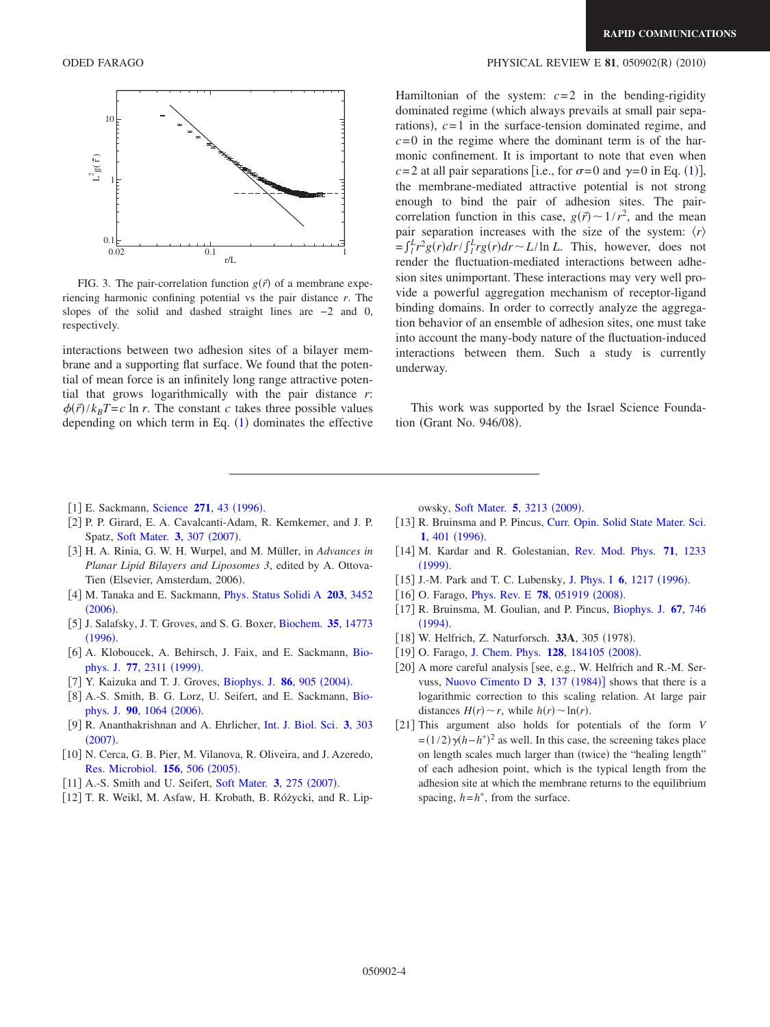10

1

0.1

0.02

0.1

1

r/L

$L^2 g(\vec{r})$

FIG. 3. The pair-correlation function $g(\vec{r})$ of a membrane experiencing harmonic confining potential vs the pair distance $r$. The slopes of the solid and dashed straight lines are $-2$ and 0, respectively.

interactions between two adhesion sites of a bilayer membrane and a supporting flat surface. We found that the potential of mean force is an infinitely long range attractive potential that grows logarithmically with the pair distance $r$: $\phi(\vec{r})/k_BT = c \ln r$. The constant $c$ takes three possible values depending on which term in Eq. (1) dominates the effective Hamiltonian of the system: $c=2$ in the bending-rigidity dominated regime (which always prevails at small pair separations), $c=1$ in the surface-tension dominated regime, and $c=0$ in the regime where the dominant term is of the harmonic confinement. It is important to note that even when $c=2$ at all pair separations [i.e., for $\sigma=0$ and $\gamma=0$ in Eq. (1)], the membrane-mediated attractive potential is not strong enough to bind the pair of adhesion sites. The pair-correlation function in this case, $g(\vec{r}) \sim 1/r^2$, and the mean pair separation increases with the size of the system: $\langle r \rangle = \int_l^L r^2 g(r) dr / \int_l^L r g(r) dr \sim L/\ln L$. This, however, does not render the fluctuation-mediated interactions between adhesion sites unimportant. These interactions may very well provide a powerful aggregation mechanism of receptor-ligand binding domains. In order to correctly analyze the aggregation behavior of an ensemble of adhesion sites, one must take into account the many-body nature of the fluctuation-induced interactions between them. Such a study is currently underway.

This work was supported by the Israel Science Foundation (Grant No. 946/08).

---

[1] E. Sackmann, Science **271**, 43 (1996).

[2] P. P. Girard, E. A. Cavalcanti-Adam, R. Kemkemer, and J. P. Spatz, Soft Mater. **3**, 307 (2007).

[3] H. A. Rinia, G. W. H. Wurpel, and M. Müller, in *Advances in Planar Lipid Bilayers and Liposomes 3*, edited by A. Ottova-Tien (Elsevier, Amsterdam, 2006).

[4] M. Tanaka and E. Sackmann, Phys. Status Solidi A **203**, 3452 (2006).

[5] J. Salafsky, J. T. Groves, and S. G. Boxer, Biochem. **35**, 14773 (1996).

[6] A. Kloboucek, A. Behirsch, J. Faix, and E. Sackmann, Biophys. J. **77**, 2311 (1999).

[7] Y. Kaizuka and T. J. Groves, Biophys. J. **86**, 905 (2004).

[8] A.-S. Smith, B. G. Lorz, U. Seifert, and E. Sackmann, Biophys. J. **90**, 1064 (2006).

[9] R. Ananthakrishnan and A. Ehrlicher, Int. J. Biol. Sci. **3**, 303 (2007).

[10] N. Cerca, G. B. Pier, M. Vilanova, R. Oliveira, and J. Azeredo, Res. Microbiol. **156**, 506 (2005).

[11] A.-S. Smith and U. Seifert, Soft Mater. **3**, 275 (2007).

[12] T. R. Weikl, M. Asfaw, H. Krobath, B. Różycki, and R. Lipowsky, Soft Mater. **5**, 3213 (2009).

[13] R. Bruinsma and P. Pincus, Curr. Opin. Solid State Mater. Sci. **1**, 401 (1996).

[14] M. Kardar and R. Golestanian, Rev. Mod. Phys. **71**, 1233 (1999).

[15] J.-M. Park and T. C. Lubensky, J. Phys. I **6**, 1217 (1996).

[16] O. Farago, Phys. Rev. E **78**, 051919 (2008).

[17] R. Bruinsma, M. Goulian, and P. Pincus, Biophys. J. **67**, 746 (1994).

[18] W. Helfrich, Z. Naturforsch. **33A**, 305 (1978).

[19] O. Farago, J. Chem. Phys. **128**, 184105 (2008).

[20] A more careful analysis [see, e.g., W. Helfrich and R.-M. Servuss, Nuovo Cimento D **3**, 137 (1984)] shows that there is a logarithmic correction to this scaling relation. At large pair distances $H(r) \sim r$, while $h(r) \sim \ln(r)$.

[21] This argument also holds for potentials of the form $V = (1/2)\gamma(h-h^*)^2$ as well. In this case, the screening takes place on length scales much larger than (twice) the "healing length" of each adhesion point, which is the typical length from the adhesion site at which the membrane returns to the equilibrium spacing, $h=h^*$, from the surface.